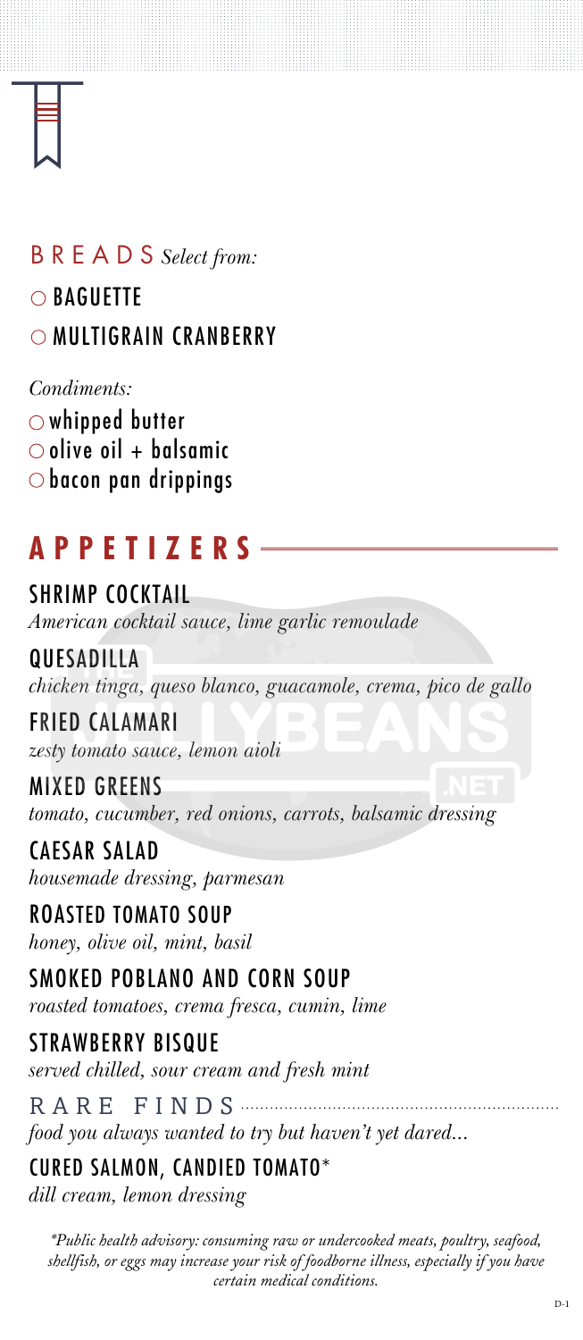## BREADS *Select from:*

- ○ BAGUETTE
- ○ MULTIGRAIN CRANBERRY

*Condiments:*

- ○ whipped butter
- ○ olive oil + balsamic
- ○ bacon pan drippings

## APPETIZERS

### SHRIMP COCKTAIL
*American cocktail sauce, lime garlic remoulade*

### QUESADILLA
*chicken tinga, queso blanco, guacamole, crema, pico de gallo*

### FRIED CALAMARI
*zesty tomato sauce, lemon aioli*

### MIXED GREENS
*tomato, cucumber, red onions, carrots, balsamic dressing*

### CAESAR SALAD
*housemade dressing, parmesan*

### ROASTED TOMATO SOUP
*honey, olive oil, mint, basil*

### SMOKED POBLANO AND CORN SOUP
*roasted tomatoes, crema fresca, cumin, lime*

### STRAWBERRY BISQUE
*served chilled, sour cream and fresh mint*

## RARE FINDS
*food you always wanted to try but haven't yet dared...*

### CURED SALMON, CANDIED TOMATO*
*dill cream, lemon dressing*

*\*Public health advisory: consuming raw or undercooked meats, poultry, seafood, shellfish, or eggs may increase your risk of foodborne illness, especially if you have certain medical conditions.*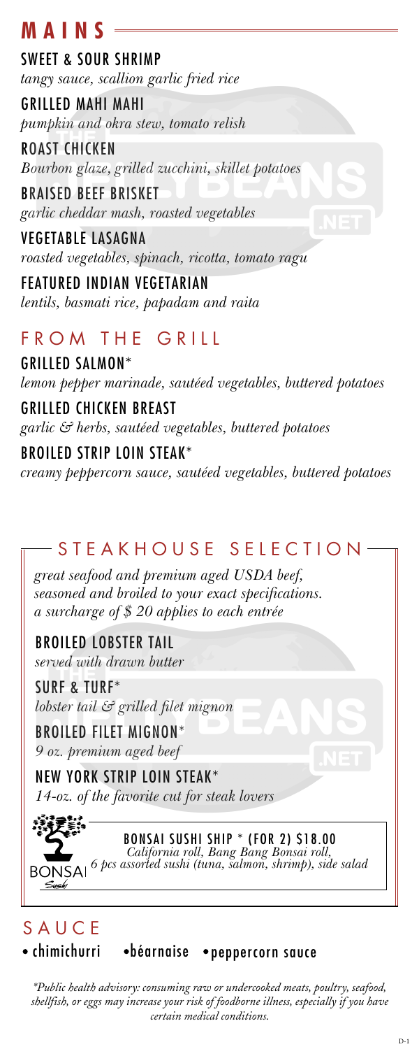# MAINS

SWEET & SOUR SHRIMP
*tangy sauce, scallion garlic fried rice*

GRILLED MAHI MAHI
*pumpkin and okra stew, tomato relish*

ROAST CHICKEN
*Bourbon glaze, grilled zucchini, skillet potatoes*

BRAISED BEEF BRISKET
*garlic cheddar mash, roasted vegetables*

VEGETABLE LASAGNA
*roasted vegetables, spinach, ricotta, tomato ragu*

FEATURED INDIAN VEGETARIAN
*lentils, basmati rice, papadam and raita*

## FROM THE GRILL

GRILLED SALMON*
*lemon pepper marinade, sautéed vegetables, buttered potatoes*

GRILLED CHICKEN BREAST
*garlic & herbs, sautéed vegetables, buttered potatoes*

BROILED STRIP LOIN STEAK*
*creamy peppercorn sauce, sautéed vegetables, buttered potatoes*

## STEAKHOUSE SELECTION

*great seafood and premium aged USDA beef, seasoned and broiled to your exact specifications. a surcharge of $ 20 applies to each entrée*

BROILED LOBSTER TAIL
*served with drawn butter*

SURF & TURF*
*lobster tail & grilled filet mignon*

BROILED FILET MIGNON*
*9 oz. premium aged beef*

NEW YORK STRIP LOIN STEAK*
*14-oz. of the favorite cut for steak lovers*

BONSAI Sushi

BONSAI SUSHI SHIP * (FOR 2) $18.00
*California roll, Bang Bang Bonsai roll, 6 pcs assorted sushi (tuna, salmon, shrimp), side salad*

## SAUCE

- chimichurri
- béarnaise
- peppercorn sauce

*\*Public health advisory: consuming raw or undercooked meats, poultry, seafood, shellfish, or eggs may increase your risk of foodborne illness, especially if you have certain medical conditions.*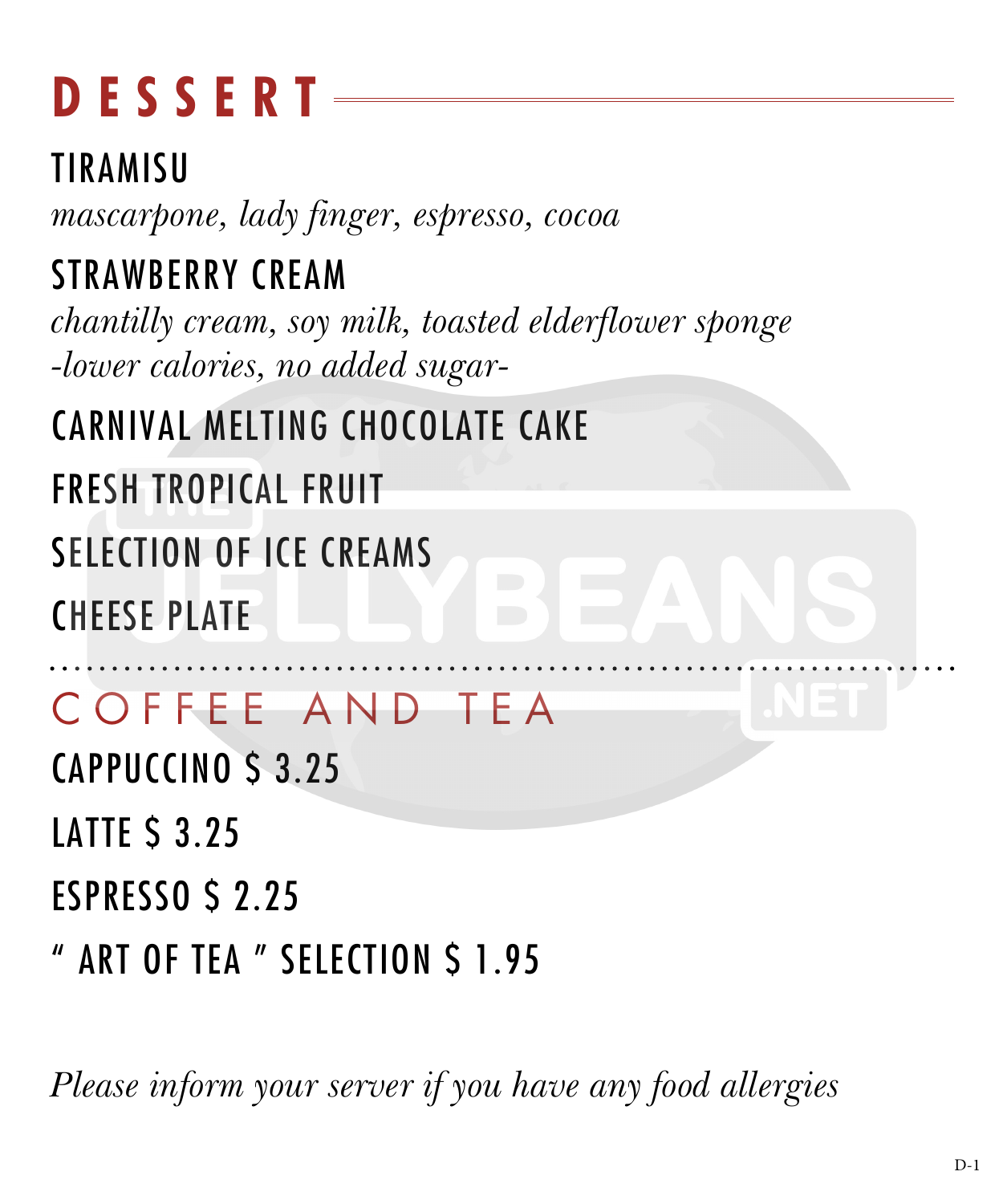# DESSERT

## TIRAMISU

*mascarpone, lady finger, espresso, cocoa*

## STRAWBERRY CREAM

*chantilly cream, soy milk, toasted elderflower sponge*
*-lower calories, no added sugar-*

## CARNIVAL MELTING CHOCOLATE CAKE

## FRESH TROPICAL FRUIT

## SELECTION OF ICE CREAMS

## CHEESE PLATE

# COFFEE AND TEA

## CAPPUCCINO $ 3.25

## LATTE $ 3.25

## ESPRESSO $ 2.25

## " ART OF TEA " SELECTION $ 1.95

*Please inform your server if you have any food allergies*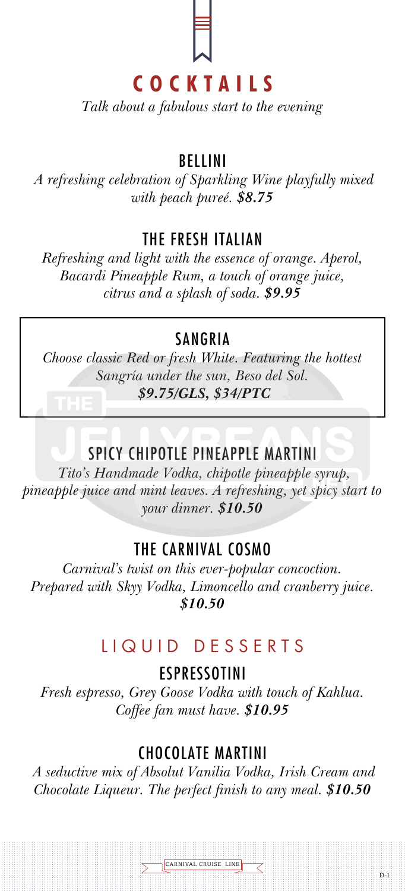# COCKTAILS

*Talk about a fabulous start to the evening*

## BELLINI

*A refreshing celebration of Sparkling Wine playfully mixed with peach pureé.* ***$8.75***

## THE FRESH ITALIAN

*Refreshing and light with the essence of orange. Aperol, Bacardi Pineapple Rum, a touch of orange juice, citrus and a splash of soda.* ***$9.95***

## SANGRIA

*Choose classic Red or fresh White. Featuring the hottest Sangría under the sun, Beso del Sol.*
***$9.75/GLS, $34/PTC***

## SPICY CHIPOTLE PINEAPPLE MARTINI

*Tito's Handmade Vodka, chipotle pineapple syrup, pineapple juice and mint leaves. A refreshing, yet spicy start to your dinner.* ***$10.50***

## THE CARNIVAL COSMO

*Carnival's twist on this ever-popular concoction. Prepared with Skyy Vodka, Limoncello and cranberry juice.* ***$10.50***

# LIQUID DESSERTS

## ESPRESSOTINI

*Fresh espresso, Grey Goose Vodka with touch of Kahlua. Coffee fan must have.* ***$10.95***

## CHOCOLATE MARTINI

*A seductive mix of Absolut Vanilia Vodka, Irish Cream and Chocolate Liqueur. The perfect finish to any meal.* ***$10.50***